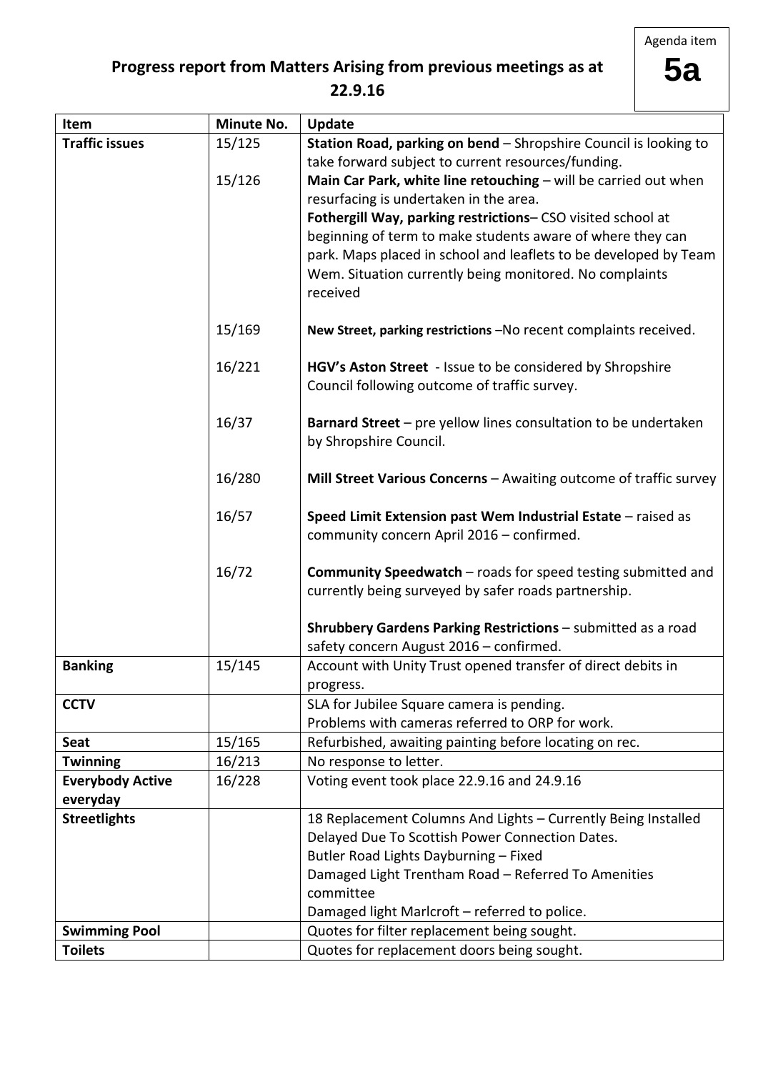Agenda item **5a**

# Progress report from Matters Arising from previous meetings as at 22.9.16

| Item | Minute No. | Update |
|---|---|---|
| **Traffic issues** | 15/125 | **Station Road, parking on bend** – Shropshire Council is looking to take forward subject to current resources/funding. |
| | 15/126 | **Main Car Park, white line retouching** – will be carried out when resurfacing is undertaken in the area. |
| | | **Fothergill Way, parking restrictions**– CSO visited school at beginning of term to make students aware of where they can park. Maps placed in school and leaflets to be developed by Team Wem. Situation currently being monitored. No complaints received |
| | 15/169 | **New Street, parking restrictions** –No recent complaints received. |
| | 16/221 | **HGV's Aston Street** - Issue to be considered by Shropshire Council following outcome of traffic survey. |
| | 16/37 | **Barnard Street** – pre yellow lines consultation to be undertaken by Shropshire Council. |
| | 16/280 | **Mill Street Various Concerns** – Awaiting outcome of traffic survey |
| | 16/57 | **Speed Limit Extension past Wem Industrial Estate** – raised as community concern April 2016 – confirmed. |
| | 16/72 | **Community Speedwatch** – roads for speed testing submitted and currently being surveyed by safer roads partnership. |
| | | **Shrubbery Gardens Parking Restrictions** – submitted as a road safety concern August 2016 – confirmed. |
| **Banking** | 15/145 | Account with Unity Trust opened transfer of direct debits in progress. |
| **CCTV** | | SLA for Jubilee Square camera is pending.<br>Problems with cameras referred to ORP for work. |
| **Seat** | 15/165 | Refurbished, awaiting painting before locating on rec. |
| **Twinning** | 16/213 | No response to letter. |
| **Everybody Active everyday** | 16/228 | Voting event took place 22.9.16 and 24.9.16 |
| **Streetlights** | | 18 Replacement Columns And Lights – Currently Being Installed Delayed Due To Scottish Power Connection Dates.<br>Butler Road Lights Dayburning – Fixed<br>Damaged Light Trentham Road – Referred To Amenities committee<br>Damaged light Marlcroft – referred to police. |
| **Swimming Pool** | | Quotes for filter replacement being sought. |
| **Toilets** | | Quotes for replacement doors being sought. |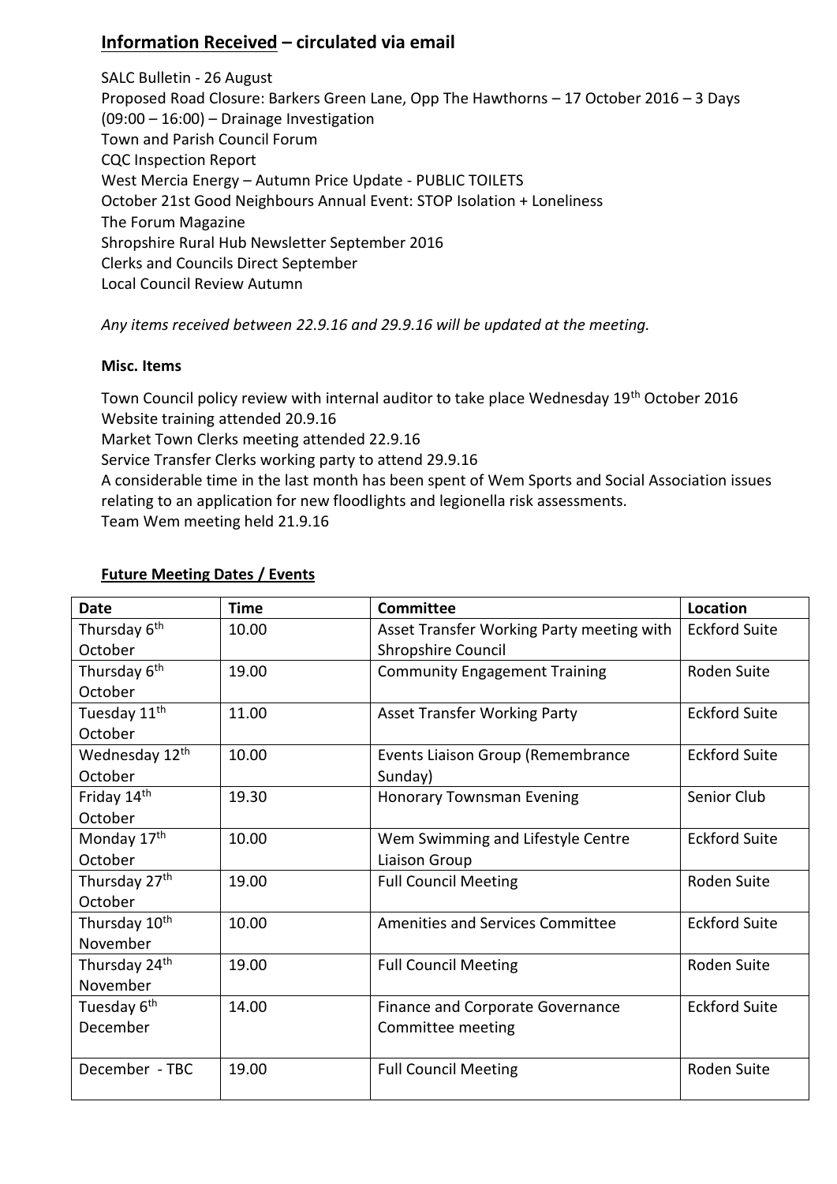## Information Received – circulated via email

SALC Bulletin - 26 August
Proposed Road Closure: Barkers Green Lane, Opp The Hawthorns – 17 October 2016 – 3 Days (09:00 – 16:00) – Drainage Investigation
Town and Parish Council Forum
CQC Inspection Report
West Mercia Energy – Autumn Price Update - PUBLIC TOILETS
October 21st Good Neighbours Annual Event: STOP Isolation + Loneliness
The Forum Magazine
Shropshire Rural Hub Newsletter September 2016
Clerks and Councils Direct September
Local Council Review Autumn

*Any items received between 22.9.16 and 29.9.16 will be updated at the meeting.*

### Misc. Items

Town Council policy review with internal auditor to take place Wednesday 19th October 2016
Website training attended 20.9.16
Market Town Clerks meeting attended 22.9.16
Service Transfer Clerks working party to attend 29.9.16
A considerable time in the last month has been spent of Wem Sports and Social Association issues relating to an application for new floodlights and legionella risk assessments.
Team Wem meeting held 21.9.16

### Future Meeting Dates / Events

| Date | Time | Committee | Location |
|---|---|---|---|
| Thursday 6th October | 10.00 | Asset Transfer Working Party meeting with Shropshire Council | Eckford Suite |
| Thursday 6th October | 19.00 | Community Engagement Training | Roden Suite |
| Tuesday 11th October | 11.00 | Asset Transfer Working Party | Eckford Suite |
| Wednesday 12th October | 10.00 | Events Liaison Group (Remembrance Sunday) | Eckford Suite |
| Friday 14th October | 19.30 | Honorary Townsman Evening | Senior Club |
| Monday 17th October | 10.00 | Wem Swimming and Lifestyle Centre Liaison Group | Eckford Suite |
| Thursday 27th October | 19.00 | Full Council Meeting | Roden Suite |
| Thursday 10th November | 10.00 | Amenities and Services Committee | Eckford Suite |
| Thursday 24th November | 19.00 | Full Council Meeting | Roden Suite |
| Tuesday 6th December | 14.00 | Finance and Corporate Governance Committee meeting | Eckford Suite |
| December - TBC | 19.00 | Full Council Meeting | Roden Suite |